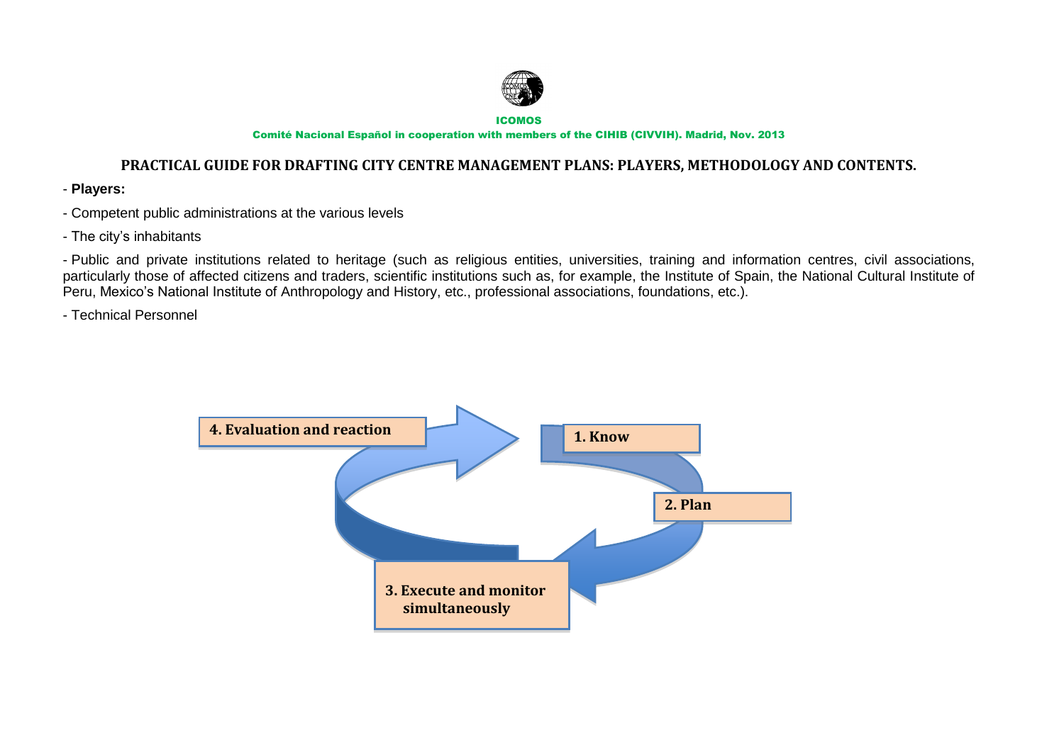ICOMOS

Comité Nacional Español in cooperation with members of the CIHIB (CIVVIH). Madrid, Nov. 2013

# PRACTICAL GUIDE FOR DRAFTING CITY CENTRE MANAGEMENT PLANS: PLAYERS, METHODOLOGY AND CONTENTS.

- **Players:**

- Competent public administrations at the various levels

- The city's inhabitants

- Public and private institutions related to heritage (such as religious entities, universities, training and information centres, civil associations, particularly those of affected citizens and traders, scientific institutions such as, for example, the Institute of Spain, the National Cultural Institute of Peru, Mexico's National Institute of Anthropology and History, etc., professional associations, foundations, etc.).

- Technical Personnel

**1. Know**

**2. Plan**

**3. Execute and monitor simultaneously**

**4. Evaluation and reaction**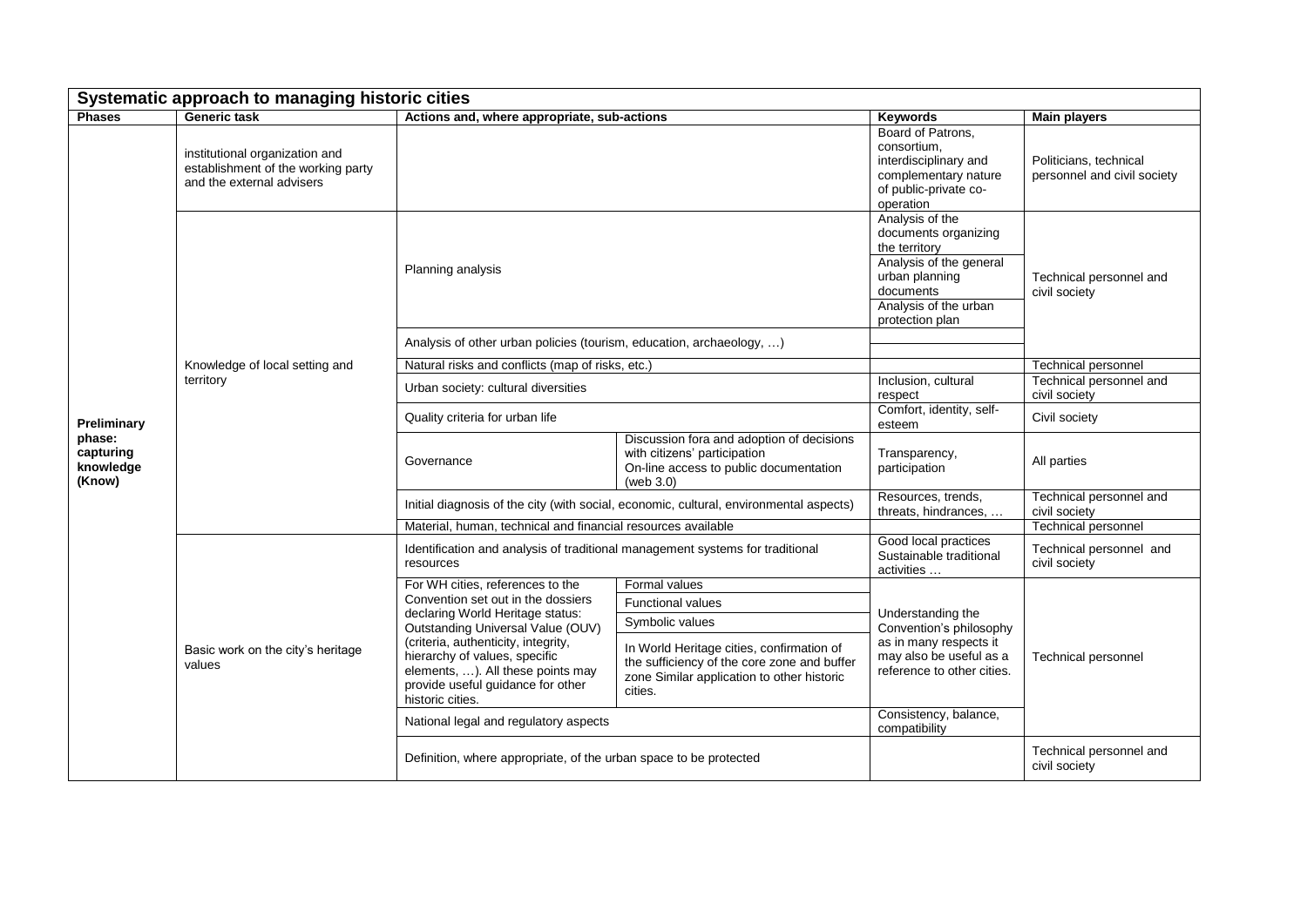| Systematic approach to managing historic cities | | | | | |
|---|---|---|---|---|---|
| **Phases** | **Generic task** | **Actions and, where appropriate, sub-actions** | | **Keywords** | **Main players** |
| **Preliminary phase: capturing knowledge (Know)** | institutional organization and establishment of the working party and the external advisers | | | Board of Patrons, consortium, interdisciplinary and complementary nature of public-private co-operation | Politicians, technical personnel and civil society |
| | Knowledge of local setting and territory | Planning analysis | | Analysis of the documents organizing the territory<br>Analysis of the general urban planning documents<br>Analysis of the urban protection plan | Technical personnel and civil society |
| | | Analysis of other urban policies (tourism, education, archaeology, …) | | | |
| | | Natural risks and conflicts (map of risks, etc.) | | | Technical personnel |
| | | Urban society: cultural diversities | | Inclusion, cultural respect | Technical personnel and civil society |
| | | Quality criteria for urban life | | Comfort, identity, self-esteem | Civil society |
| | | Governance | Discussion fora and adoption of decisions with citizens' participation<br>On-line access to public documentation (web 3.0) | Transparency, participation | All parties |
| | | Initial diagnosis of the city (with social, economic, cultural, environmental aspects) | | Resources, trends, threats, hindrances, … | Technical personnel and civil society |
| | | Material, human, technical and financial resources available | | | Technical personnel |
| | Basic work on the city's heritage values | Identification and analysis of traditional management systems for traditional resources | | Good local practices Sustainable traditional activities … | Technical personnel and civil society |
| | | For WH cities, references to the Convention set out in the dossiers declaring World Heritage status: Outstanding Universal Value (OUV) (criteria, authenticity, integrity, hierarchy of values, specific elements, …). All these points may provide useful guidance for other historic cities. | Formal values | Understanding the Convention's philosophy as in many respects it may also be useful as a reference to other cities. | Technical personnel |
| | | | Functional values | | |
| | | | Symbolic values | | |
| | | | In World Heritage cities, confirmation of the sufficiency of the core zone and buffer zone Similar application to other historic cities. | | |
| | | National legal and regulatory aspects | | Consistency, balance, compatibility | |
| | | Definition, where appropriate, of the urban space to be protected | | | Technical personnel and civil society |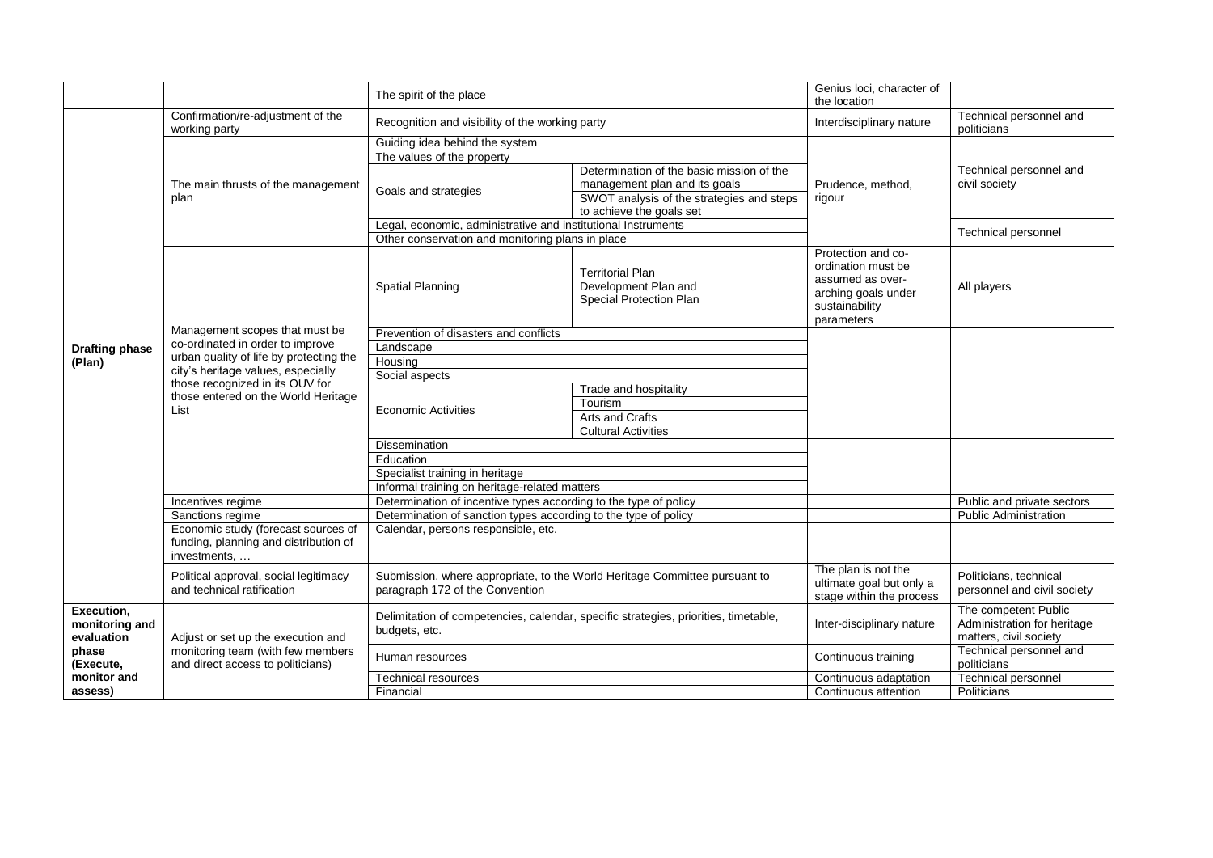| | | | | | |
|---|---|---|---|---|---|
| | | The spirit of the place | | Genius loci, character of the location | |
| **Drafting phase (Plan)** | Confirmation/re-adjustment of the working party | Recognition and visibility of the working party | | Interdisciplinary nature | Technical personnel and politicians |
| | The main thrusts of the management plan | Guiding idea behind the system | | Prudence, method, rigour | Technical personnel and civil society |
| | | The values of the property | | | |
| | | Goals and strategies | Determination of the basic mission of the management plan and its goals | | |
| | | | SWOT analysis of the strategies and steps to achieve the goals set | | |
| | | Legal, economic, administrative and institutional Instruments | | | Technical personnel |
| | | Other conservation and monitoring plans in place | | | |
| | Management scopes that must be co-ordinated in order to improve urban quality of life by protecting the city's heritage values, especially those recognized in its OUV for those entered on the World Heritage List | Spatial Planning | Territorial Plan Development Plan and Special Protection Plan | Protection and co-ordination must be assumed as over-arching goals under sustainability parameters | All players |
| | | Prevention of disasters and conflicts | | | |
| | | Landscape | | | |
| | | Housing | | | |
| | | Social aspects | | | |
| | | Economic Activities | Trade and hospitality | | |
| | | | Tourism | | |
| | | | Arts and Crafts | | |
| | | | Cultural Activities | | |
| | | Dissemination | | | |
| | | Education | | | |
| | | Specialist training in heritage | | | |
| | | Informal training on heritage-related matters | | | |
| | Incentives regime | Determination of incentive types according to the type of policy | | | Public and private sectors |
| | Sanctions regime | Determination of sanction types according to the type of policy | | | Public Administration |
| | Economic study (forecast sources of funding, planning and distribution of investments, … | Calendar, persons responsible, etc. | | | |
| | Political approval, social legitimacy and technical ratification | Submission, where appropriate, to the World Heritage Committee pursuant to paragraph 172 of the Convention | | The plan is not the ultimate goal but only a stage within the process | Politicians, technical personnel and civil society |
| **Execution, monitoring and evaluation phase (Execute, monitor and assess)** | Adjust or set up the execution and monitoring team (with few members and direct access to politicians) | Delimitation of competencies, calendar, specific strategies, priorities, timetable, budgets, etc. | | Inter-disciplinary nature | The competent Public Administration for heritage matters, civil society |
| | | Human resources | | Continuous training | Technical personnel and politicians |
| | | Technical resources | | Continuous adaptation | Technical personnel |
| | | Financial | | Continuous attention | Politicians |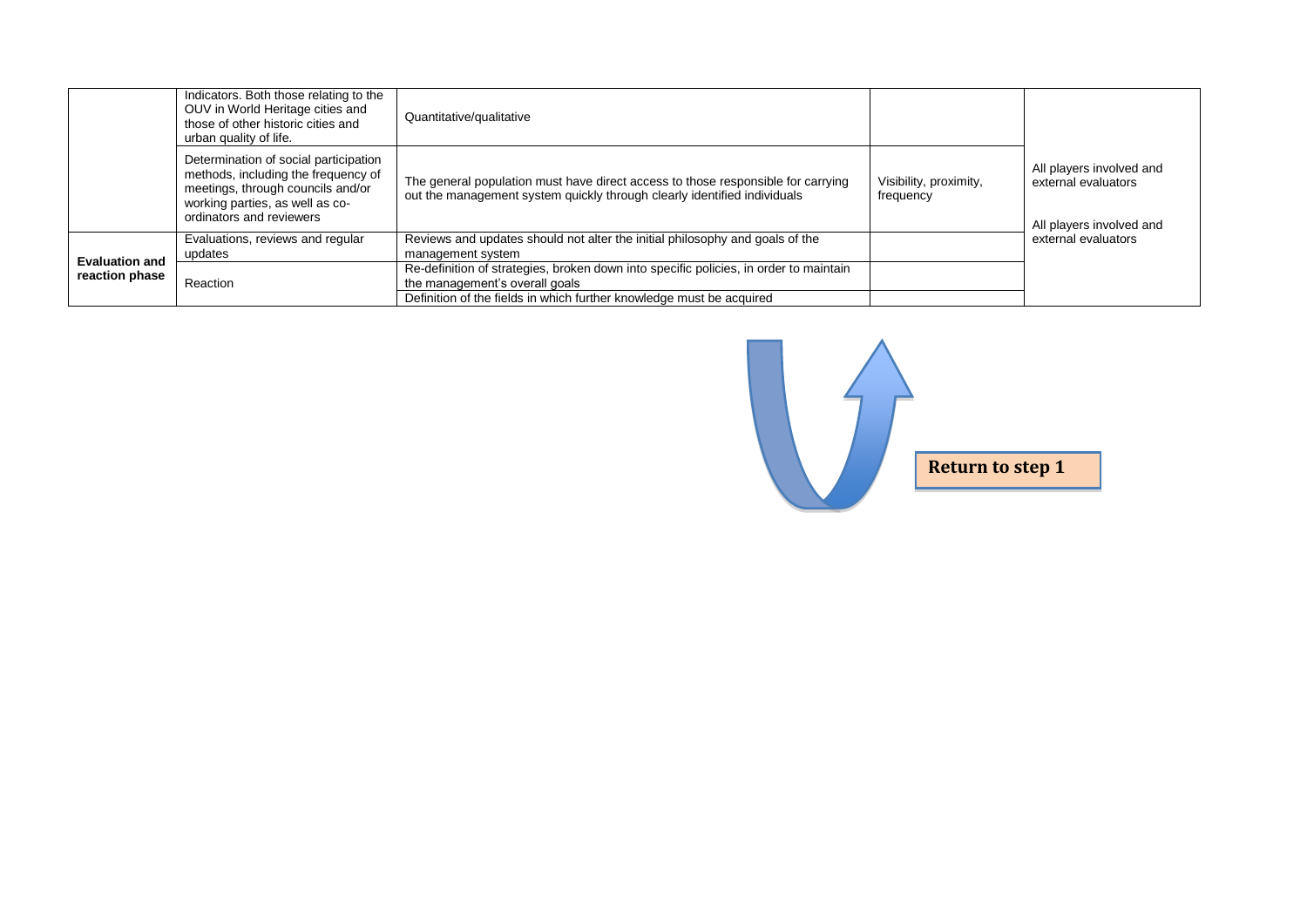| | | | | |
|---|---|---|---|---|
| | Indicators. Both those relating to the OUV in World Heritage cities and those of other historic cities and urban quality of life. | Quantitative/qualitative | | All players involved and external evaluators |
| | Determination of social participation methods, including the frequency of meetings, through councils and/or working parties, as well as co-ordinators and reviewers | The general population must have direct access to those responsible for carrying out the management system quickly through clearly identified individuals | Visibility, proximity, frequency | |
| **Evaluation and reaction phase** | Evaluations, reviews and regular updates | Reviews and updates should not alter the initial philosophy and goals of the management system | | All players involved and external evaluators |
| | Reaction | Re-definition of strategies, broken down into specific policies, in order to maintain the management's overall goals | | |
| | | Definition of the fields in which further knowledge must be acquired | | |

**Return to step 1**